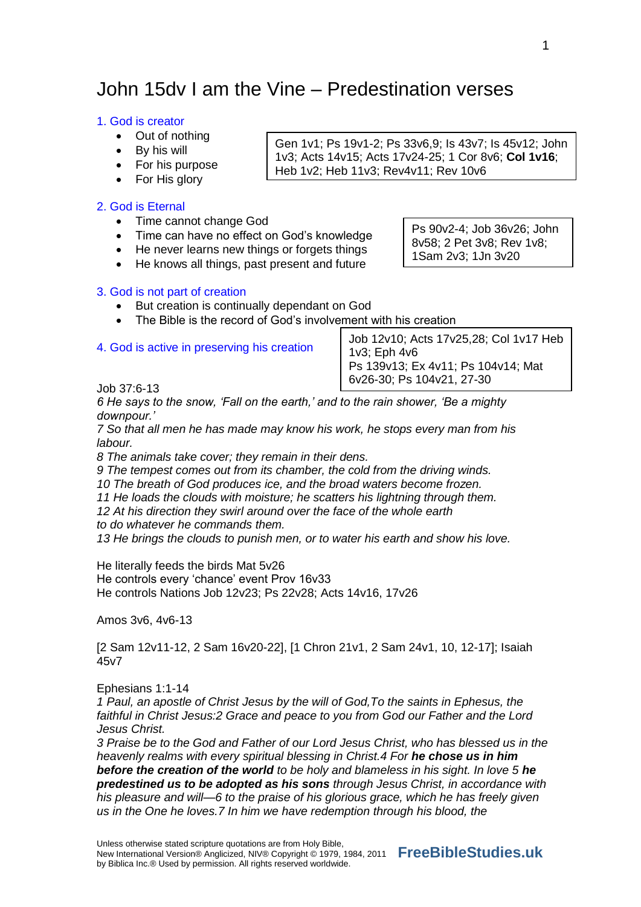# John 15dv I am the Vine – Predestination verses

## 1. God is creator

- Out of nothing
- By his will
- For his purpose
- For His glory

Gen 1v1; Ps 19v1-2; Ps 33v6,9; Is 43v7; Is 45v12; John 1v3; Acts 14v15; Acts 17v24-25; 1 Cor 8v6; **Col 1v16**; Heb 1v2; Heb 11v3; Rev4v11; Rev 10v6

## 2. God is Eternal

- Time cannot change God
- Time can have no effect on God's knowledge
- He never learns new things or forgets things
- He knows all things, past present and future

Ps 90v2-4; Job 36v26; John 8v58; 2 Pet 3v8; Rev 1v8; 1Sam 2v3; 1Jn 3v20

## 3. God is not part of creation

- But creation is continually dependant on God
- The Bible is the record of God's involvement with his creation

## 4. God is active in preserving his creation

Job 12v10; Acts 17v25,28; Col 1v17 Heb 1v3; Eph 4v6
Ps 139v13; Ex 4v11; Ps 104v14; Mat 6v26-30; Ps 104v21, 27-30

Job 37:6-13

*6 He says to the snow, 'Fall on the earth,' and to the rain shower, 'Be a mighty downpour.'*
*7 So that all men he has made may know his work, he stops every man from his labour.*
*8 The animals take cover; they remain in their dens.*
*9 The tempest comes out from its chamber, the cold from the driving winds.*
*10 The breath of God produces ice, and the broad waters become frozen.*
*11 He loads the clouds with moisture; he scatters his lightning through them.*
*12 At his direction they swirl around over the face of the whole earth to do whatever he commands them.*
*13 He brings the clouds to punish men, or to water his earth and show his love.*

He literally feeds the birds Mat 5v26
He controls every 'chance' event Prov 16v33
He controls Nations Job 12v23; Ps 22v28; Acts 14v16, 17v26

Amos 3v6, 4v6-13

[2 Sam 12v11-12, 2 Sam 16v20-22], [1 Chron 21v1, 2 Sam 24v1, 10, 12-17]; Isaiah 45v7

Ephesians 1:1-14

*1 Paul, an apostle of Christ Jesus by the will of God,To the saints in Ephesus, the faithful in Christ Jesus:2 Grace and peace to you from God our Father and the Lord Jesus Christ.*
*3 Praise be to the God and Father of our Lord Jesus Christ, who has blessed us in the heavenly realms with every spiritual blessing in Christ.4 For* ***he chose us in him before the creation of the world*** *to be holy and blameless in his sight. In love 5* ***he predestined us to be adopted as his sons*** *through Jesus Christ, in accordance with his pleasure and will—6 to the praise of his glorious grace, which he has freely given us in the One he loves.7 In him we have redemption through his blood, the*

Unless otherwise stated scripture quotations are from Holy Bible, New International Version® Anglicized, NIV® Copyright © 1979, 1984, 2011 by Biblica Inc.® Used by permission. All rights reserved worldwide. **FreeBibleStudies.uk**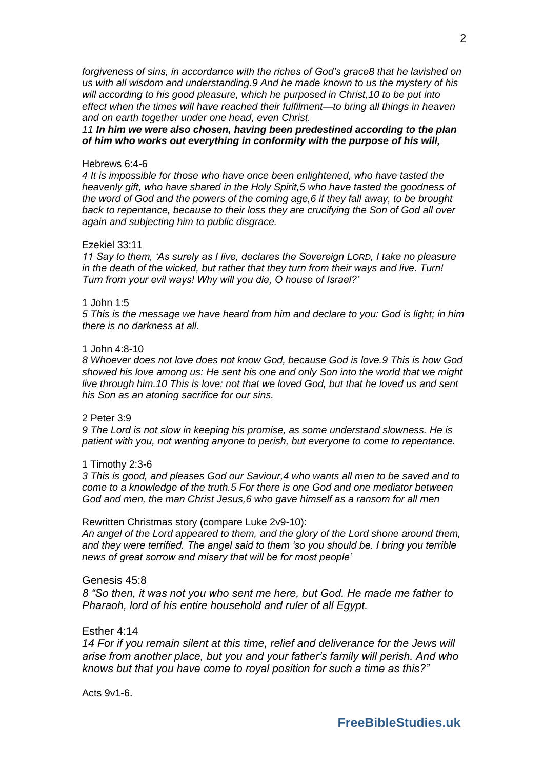*forgiveness of sins, in accordance with the riches of God's grace8 that he lavished on us with all wisdom and understanding.9 And he made known to us the mystery of his will according to his good pleasure, which he purposed in Christ,10 to be put into effect when the times will have reached their fulfilment—to bring all things in heaven and on earth together under one head, even Christ.*
*11 **In him we were also chosen, having been predestined according to the plan of him who works out everything in conformity with the purpose of his will,***

Hebrews 6:4-6
*4 It is impossible for those who have once been enlightened, who have tasted the heavenly gift, who have shared in the Holy Spirit,5 who have tasted the goodness of the word of God and the powers of the coming age,6 if they fall away, to be brought back to repentance, because to their loss they are crucifying the Son of God all over again and subjecting him to public disgrace.*

Ezekiel 33:11
*11 Say to them, 'As surely as I live, declares the Sovereign LORD, I take no pleasure in the death of the wicked, but rather that they turn from their ways and live. Turn! Turn from your evil ways! Why will you die, O house of Israel?'*

1 John 1:5
*5 This is the message we have heard from him and declare to you: God is light; in him there is no darkness at all.*

1 John 4:8-10
*8 Whoever does not love does not know God, because God is love.9 This is how God showed his love among us: He sent his one and only Son into the world that we might live through him.10 This is love: not that we loved God, but that he loved us and sent his Son as an atoning sacrifice for our sins.*

2 Peter 3:9
*9 The Lord is not slow in keeping his promise, as some understand slowness. He is patient with you, not wanting anyone to perish, but everyone to come to repentance.*

1 Timothy 2:3-6
*3 This is good, and pleases God our Saviour,4 who wants all men to be saved and to come to a knowledge of the truth.5 For there is one God and one mediator between God and men, the man Christ Jesus,6 who gave himself as a ransom for all men*

Rewritten Christmas story (compare Luke 2v9-10):
*An angel of the Lord appeared to them, and the glory of the Lord shone around them, and they were terrified. The angel said to them 'so you should be. I bring you terrible news of great sorrow and misery that will be for most people'*

Genesis 45:8
*8 "So then, it was not you who sent me here, but God. He made me father to Pharaoh, lord of his entire household and ruler of all Egypt.*

Esther 4:14
*14 For if you remain silent at this time, relief and deliverance for the Jews will arise from another place, but you and your father's family will perish. And who knows but that you have come to royal position for such a time as this?"*

Acts 9v1-6.